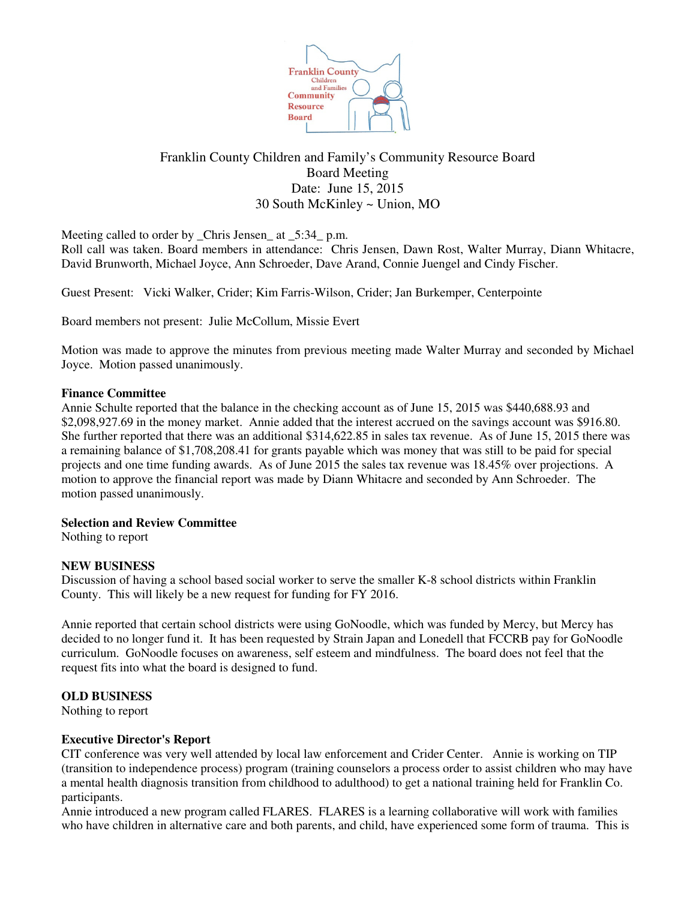Franklin County Children and Family's Community Resource Board
Board Meeting
Date: June 15, 2015
30 South McKinley ~ Union, MO

Meeting called to order by _Chris Jensen_ at _5:34_ p.m.
Roll call was taken. Board members in attendance: Chris Jensen, Dawn Rost, Walter Murray, Diann Whitacre, David Brunworth, Michael Joyce, Ann Schroeder, Dave Arand, Connie Juengel and Cindy Fischer.

Guest Present: Vicki Walker, Crider; Kim Farris-Wilson, Crider; Jan Burkemper, Centerpointe

Board members not present: Julie McCollum, Missie Evert

Motion was made to approve the minutes from previous meeting made Walter Murray and seconded by Michael Joyce. Motion passed unanimously.

**Finance Committee**
Annie Schulte reported that the balance in the checking account as of June 15, 2015 was $440,688.93 and $2,098,927.69 in the money market. Annie added that the interest accrued on the savings account was $916.80. She further reported that there was an additional $314,622.85 in sales tax revenue. As of June 15, 2015 there was a remaining balance of $1,708,208.41 for grants payable which was money that was still to be paid for special projects and one time funding awards. As of June 2015 the sales tax revenue was 18.45% over projections. A motion to approve the financial report was made by Diann Whitacre and seconded by Ann Schroeder. The motion passed unanimously.

**Selection and Review Committee**
Nothing to report

**NEW BUSINESS**
Discussion of having a school based social worker to serve the smaller K-8 school districts within Franklin County. This will likely be a new request for funding for FY 2016.

Annie reported that certain school districts were using GoNoodle, which was funded by Mercy, but Mercy has decided to no longer fund it. It has been requested by Strain Japan and Lonedell that FCCRB pay for GoNoodle curriculum. GoNoodle focuses on awareness, self esteem and mindfulness. The board does not feel that the request fits into what the board is designed to fund.

**OLD BUSINESS**
Nothing to report

**Executive Director's Report**
CIT conference was very well attended by local law enforcement and Crider Center. Annie is working on TIP (transition to independence process) program (training counselors a process order to assist children who may have a mental health diagnosis transition from childhood to adulthood) to get a national training held for Franklin Co. participants.
Annie introduced a new program called FLARES. FLARES is a learning collaborative will work with families who have children in alternative care and both parents, and child, have experienced some form of trauma. This is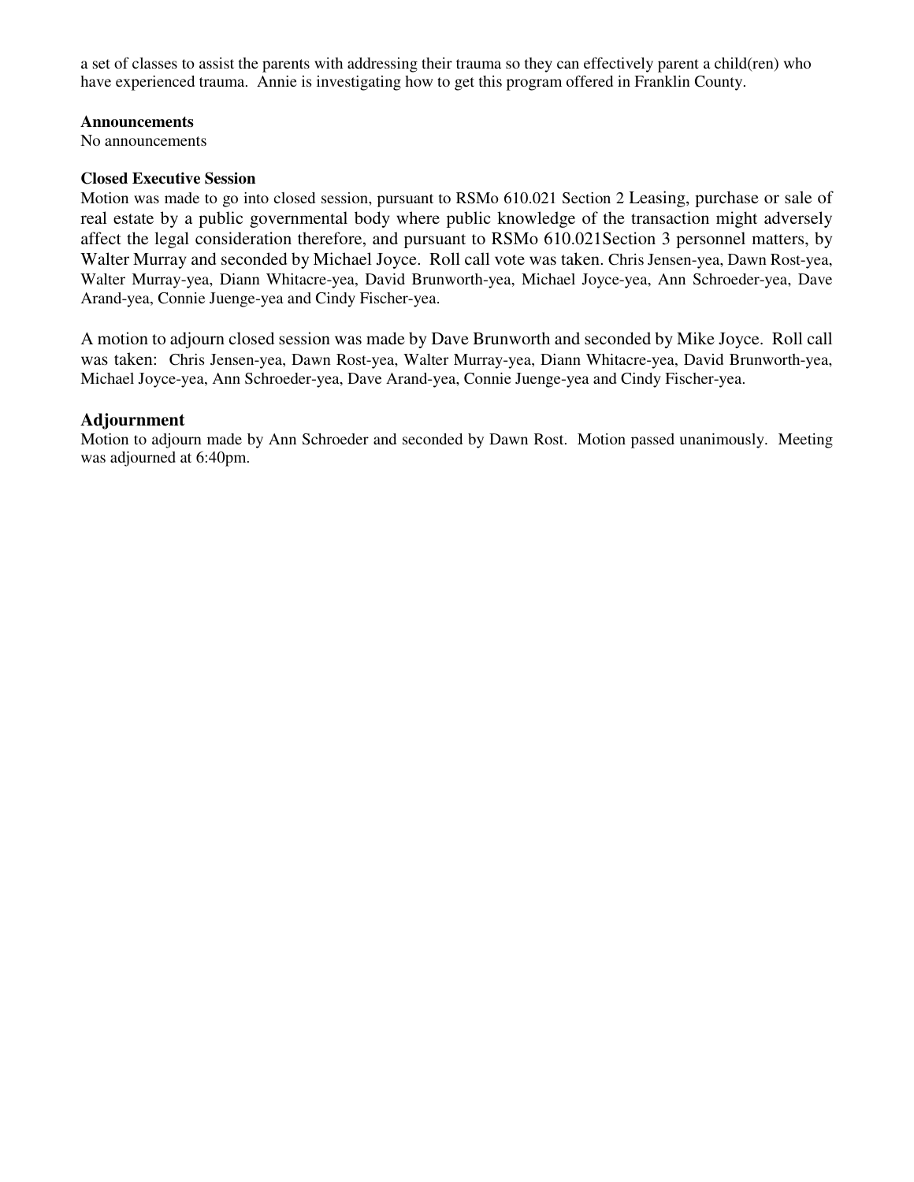a set of classes to assist the parents with addressing their trauma so they can effectively parent a child(ren) who have experienced trauma. Annie is investigating how to get this program offered in Franklin County.

**Announcements**

No announcements

**Closed Executive Session**

Motion was made to go into closed session, pursuant to RSMo 610.021 Section 2 Leasing, purchase or sale of real estate by a public governmental body where public knowledge of the transaction might adversely affect the legal consideration therefore, and pursuant to RSMo 610.021Section 3 personnel matters, by Walter Murray and seconded by Michael Joyce. Roll call vote was taken. Chris Jensen-yea, Dawn Rost-yea, Walter Murray-yea, Diann Whitacre-yea, David Brunworth-yea, Michael Joyce-yea, Ann Schroeder-yea, Dave Arand-yea, Connie Juenge-yea and Cindy Fischer-yea.

A motion to adjourn closed session was made by Dave Brunworth and seconded by Mike Joyce. Roll call was taken: Chris Jensen-yea, Dawn Rost-yea, Walter Murray-yea, Diann Whitacre-yea, David Brunworth-yea, Michael Joyce-yea, Ann Schroeder-yea, Dave Arand-yea, Connie Juenge-yea and Cindy Fischer-yea.

## Adjournment

Motion to adjourn made by Ann Schroeder and seconded by Dawn Rost. Motion passed unanimously. Meeting was adjourned at 6:40pm.